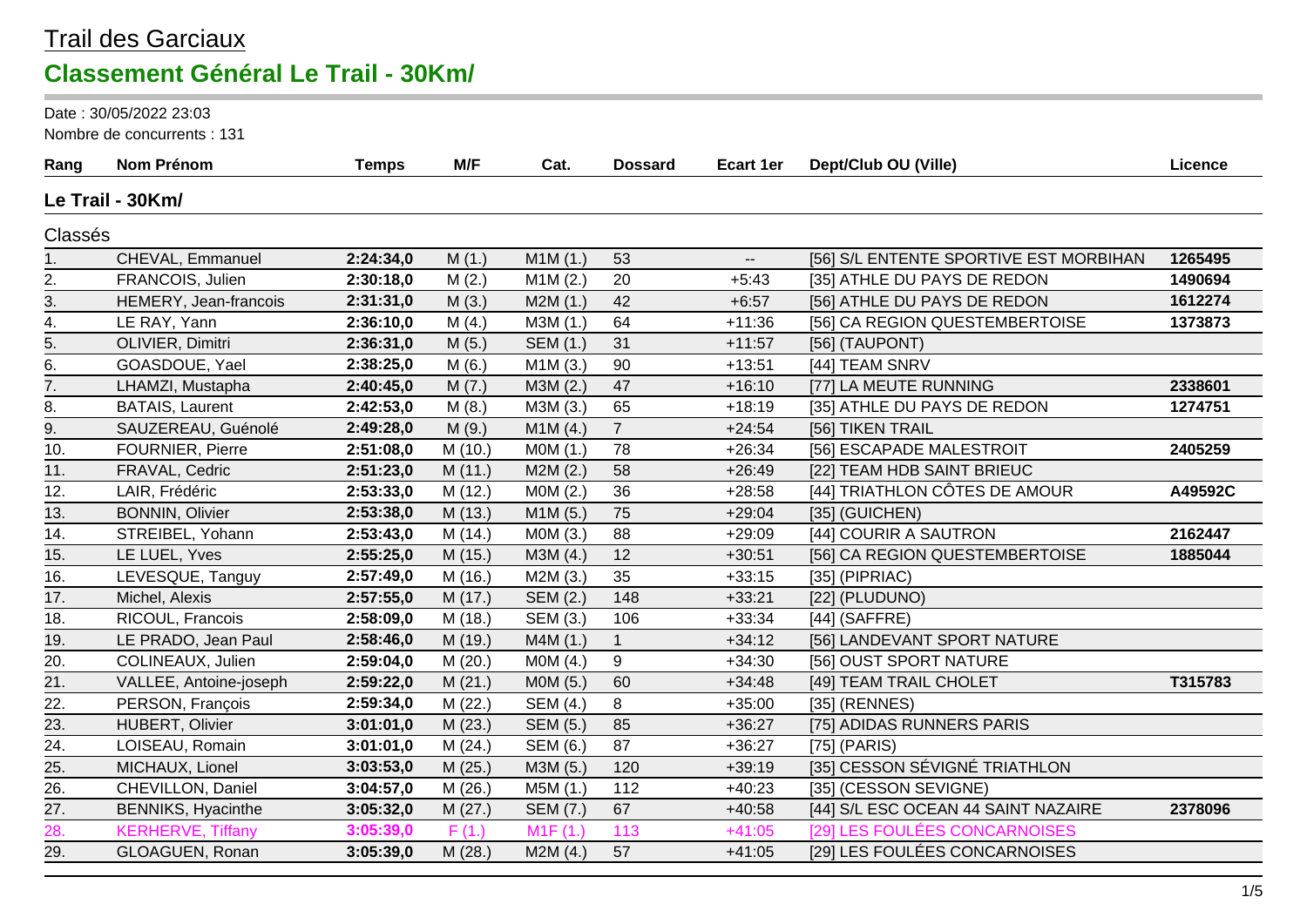# Trail des Garciaux

## Classement Général Le Trail - 30Km/

Date : 30/05/2022 23:03
Nombre de concurrents : 131

| Rang | Nom Prénom | Temps | M/F | Cat. | Dossard | Ecart 1er | Dept/Club OU (Ville) | Licence |
|---|---|---|---|---|---|---|---|---|
| **Le Trail - 30Km/** | | | | | | | | |
| Classés | | | | | | | | |
| 1. | CHEVAL, Emmanuel | **2:24:34,0** | M (1.) | M1M (1.) | 53 | -- | [56] S/L ENTENTE SPORTIVE EST MORBIHAN | **1265495** |
| 2. | FRANCOIS, Julien | **2:30:18,0** | M (2.) | M1M (2.) | 20 | +5:43 | [35] ATHLE DU PAYS DE REDON | **1490694** |
| 3. | HEMERY, Jean-francois | **2:31:31,0** | M (3.) | M2M (1.) | 42 | +6:57 | [56] ATHLE DU PAYS DE REDON | **1612274** |
| 4. | LE RAY, Yann | **2:36:10,0** | M (4.) | M3M (1.) | 64 | +11:36 | [56] CA REGION QUESTEMBERTOISE | **1373873** |
| 5. | OLIVIER, Dimitri | **2:36:31,0** | M (5.) | SEM (1.) | 31 | +11:57 | [56] (TAUPONT) | |
| 6. | GOASDOUE, Yael | **2:38:25,0** | M (6.) | M1M (3.) | 90 | +13:51 | [44] TEAM SNRV | |
| 7. | LHAMZI, Mustapha | **2:40:45,0** | M (7.) | M3M (2.) | 47 | +16:10 | [77] LA MEUTE RUNNING | **2338601** |
| 8. | BATAIS, Laurent | **2:42:53,0** | M (8.) | M3M (3.) | 65 | +18:19 | [35] ATHLE DU PAYS DE REDON | **1274751** |
| 9. | SAUZEREAU, Guénolé | **2:49:28,0** | M (9.) | M1M (4.) | 7 | +24:54 | [56] TIKEN TRAIL | |
| 10. | FOURNIER, Pierre | **2:51:08,0** | M (10.) | M0M (1.) | 78 | +26:34 | [56] ESCAPADE MALESTROIT | **2405259** |
| 11. | FRAVAL, Cedric | **2:51:23,0** | M (11.) | M2M (2.) | 58 | +26:49 | [22] TEAM HDB SAINT BRIEUC | |
| 12. | LAIR, Frédéric | **2:53:33,0** | M (12.) | M0M (2.) | 36 | +28:58 | [44] TRIATHLON CÔTES DE AMOUR | **A49592C** |
| 13. | BONNIN, Olivier | **2:53:38,0** | M (13.) | M1M (5.) | 75 | +29:04 | [35] (GUICHEN) | |
| 14. | STREIBEL, Yohann | **2:53:43,0** | M (14.) | M0M (3.) | 88 | +29:09 | [44] COURIR A SAUTRON | **2162447** |
| 15. | LE LUEL, Yves | **2:55:25,0** | M (15.) | M3M (4.) | 12 | +30:51 | [56] CA REGION QUESTEMBERTOISE | **1885044** |
| 16. | LEVESQUE, Tanguy | **2:57:49,0** | M (16.) | M2M (3.) | 35 | +33:15 | [35] (PIPRIAC) | |
| 17. | Michel, Alexis | **2:57:55,0** | M (17.) | SEM (2.) | 148 | +33:21 | [22] (PLUDUNO) | |
| 18. | RICOUL, Francois | **2:58:09,0** | M (18.) | SEM (3.) | 106 | +33:34 | [44] (SAFFRE) | |
| 19. | LE PRADO, Jean Paul | **2:58:46,0** | M (19.) | M4M (1.) | 1 | +34:12 | [56] LANDEVANT SPORT NATURE | |
| 20. | COLINEAUX, Julien | **2:59:04,0** | M (20.) | M0M (4.) | 9 | +34:30 | [56] OUST SPORT NATURE | |
| 21. | VALLEE, Antoine-joseph | **2:59:22,0** | M (21.) | M0M (5.) | 60 | +34:48 | [49] TEAM TRAIL CHOLET | **T315783** |
| 22. | PERSON, François | **2:59:34,0** | M (22.) | SEM (4.) | 8 | +35:00 | [35] (RENNES) | |
| 23. | HUBERT, Olivier | **3:01:01,0** | M (23.) | SEM (5.) | 85 | +36:27 | [75] ADIDAS RUNNERS PARIS | |
| 24. | LOISEAU, Romain | **3:01:01,0** | M (24.) | SEM (6.) | 87 | +36:27 | [75] (PARIS) | |
| 25. | MICHAUX, Lionel | **3:03:53,0** | M (25.) | M3M (5.) | 120 | +39:19 | [35] CESSON SÉVIGNÉ TRIATHLON | |
| 26. | CHEVILLON, Daniel | **3:04:57,0** | M (26.) | M5M (1.) | 112 | +40:23 | [35] (CESSON SEVIGNE) | |
| 27. | BENNIKS, Hyacinthe | **3:05:32,0** | M (27.) | SEM (7.) | 67 | +40:58 | [44] S/L ESC OCEAN 44 SAINT NAZAIRE | **2378096** |
| 28. | KERHERVE, Tiffany | **3:05:39,0** | F (1.) | M1F (1.) | 113 | +41:05 | [29] LES FOULÉES CONCARNOISES | |
| 29. | GLOAGUEN, Ronan | **3:05:39,0** | M (28.) | M2M (4.) | 57 | +41:05 | [29] LES FOULÉES CONCARNOISES | |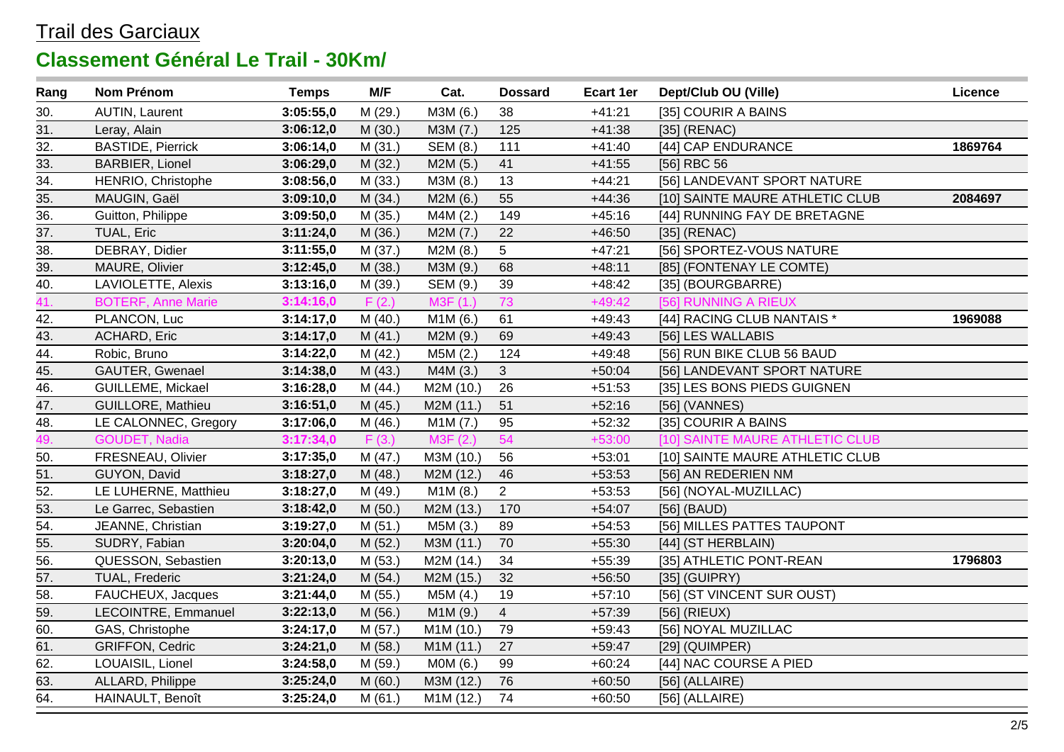Trail des Garciaux

## Classement Général Le Trail - 30Km/

| Rang | Nom Prénom | Temps | M/F | Cat. | Dossard | Ecart 1er | Dept/Club OU (Ville) | Licence |
|---|---|---|---|---|---|---|---|---|
| 30. | AUTIN, Laurent | **3:05:55,0** | M (29.) | M3M (6.) | 38 | +41:21 | [35] COURIR A BAINS | |
| 31. | Leray, Alain | **3:06:12,0** | M (30.) | M3M (7.) | 125 | +41:38 | [35] (RENAC) | |
| 32. | BASTIDE, Pierrick | **3:06:14,0** | M (31.) | SEM (8.) | 111 | +41:40 | [44] CAP ENDURANCE | **1869764** |
| 33. | BARBIER, Lionel | **3:06:29,0** | M (32.) | M2M (5.) | 41 | +41:55 | [56] RBC 56 | |
| 34. | HENRIO, Christophe | **3:08:56,0** | M (33.) | M3M (8.) | 13 | +44:21 | [56] LANDEVANT SPORT NATURE | |
| 35. | MAUGIN, Gaël | **3:09:10,0** | M (34.) | M2M (6.) | 55 | +44:36 | [10] SAINTE MAURE ATHLETIC CLUB | **2084697** |
| 36. | Guitton, Philippe | **3:09:50,0** | M (35.) | M4M (2.) | 149 | +45:16 | [44] RUNNING FAY DE BRETAGNE | |
| 37. | TUAL, Eric | **3:11:24,0** | M (36.) | M2M (7.) | 22 | +46:50 | [35] (RENAC) | |
| 38. | DEBRAY, Didier | **3:11:55,0** | M (37.) | M2M (8.) | 5 | +47:21 | [56] SPORTEZ-VOUS NATURE | |
| 39. | MAURE, Olivier | **3:12:45,0** | M (38.) | M3M (9.) | 68 | +48:11 | [85] (FONTENAY LE COMTE) | |
| 40. | LAVIOLETTE, Alexis | **3:13:16,0** | M (39.) | SEM (9.) | 39 | +48:42 | [35] (BOURGBARRE) | |
| 41. | BOTERF, Anne Marie | **3:14:16,0** | F (2.) | M3F (1.) | 73 | +49:42 | [56] RUNNING A RIEUX | |
| 42. | PLANCON, Luc | **3:14:17,0** | M (40.) | M1M (6.) | 61 | +49:43 | [44] RACING CLUB NANTAIS * | **1969088** |
| 43. | ACHARD, Eric | **3:14:17,0** | M (41.) | M2M (9.) | 69 | +49:43 | [56] LES WALLABIS | |
| 44. | Robic, Bruno | **3:14:22,0** | M (42.) | M5M (2.) | 124 | +49:48 | [56] RUN BIKE CLUB 56 BAUD | |
| 45. | GAUTER, Gwenael | **3:14:38,0** | M (43.) | M4M (3.) | 3 | +50:04 | [56] LANDEVANT SPORT NATURE | |
| 46. | GUILLEME, Mickael | **3:16:28,0** | M (44.) | M2M (10.) | 26 | +51:53 | [35] LES BONS PIEDS GUIGNEN | |
| 47. | GUILLORE, Mathieu | **3:16:51,0** | M (45.) | M2M (11.) | 51 | +52:16 | [56] (VANNES) | |
| 48. | LE CALONNEC, Gregory | **3:17:06,0** | M (46.) | M1M (7.) | 95 | +52:32 | [35] COURIR A BAINS | |
| 49. | GOUDET, Nadia | **3:17:34,0** | F (3.) | M3F (2.) | 54 | +53:00 | [10] SAINTE MAURE ATHLETIC CLUB | |
| 50. | FRESNEAU, Olivier | **3:17:35,0** | M (47.) | M3M (10.) | 56 | +53:01 | [10] SAINTE MAURE ATHLETIC CLUB | |
| 51. | GUYON, David | **3:18:27,0** | M (48.) | M2M (12.) | 46 | +53:53 | [56] AN REDERIEN NM | |
| 52. | LE LUHERNE, Matthieu | **3:18:27,0** | M (49.) | M1M (8.) | 2 | +53:53 | [56] (NOYAL-MUZILLAC) | |
| 53. | Le Garrec, Sebastien | **3:18:42,0** | M (50.) | M2M (13.) | 170 | +54:07 | [56] (BAUD) | |
| 54. | JEANNE, Christian | **3:19:27,0** | M (51.) | M5M (3.) | 89 | +54:53 | [56] MILLES PATTES TAUPONT | |
| 55. | SUDRY, Fabian | **3:20:04,0** | M (52.) | M3M (11.) | 70 | +55:30 | [44] (ST HERBLAIN) | |
| 56. | QUESSON, Sebastien | **3:20:13,0** | M (53.) | M2M (14.) | 34 | +55:39 | [35] ATHLETIC PONT-REAN | **1796803** |
| 57. | TUAL, Frederic | **3:21:24,0** | M (54.) | M2M (15.) | 32 | +56:50 | [35] (GUIPRY) | |
| 58. | FAUCHEUX, Jacques | **3:21:44,0** | M (55.) | M5M (4.) | 19 | +57:10 | [56] (ST VINCENT SUR OUST) | |
| 59. | LECOINTRE, Emmanuel | **3:22:13,0** | M (56.) | M1M (9.) | 4 | +57:39 | [56] (RIEUX) | |
| 60. | GAS, Christophe | **3:24:17,0** | M (57.) | M1M (10.) | 79 | +59:43 | [56] NOYAL MUZILLAC | |
| 61. | GRIFFON, Cedric | **3:24:21,0** | M (58.) | M1M (11.) | 27 | +59:47 | [29] (QUIMPER) | |
| 62. | LOUAISIL, Lionel | **3:24:58,0** | M (59.) | M0M (6.) | 99 | +60:24 | [44] NAC COURSE A PIED | |
| 63. | ALLARD, Philippe | **3:25:24,0** | M (60.) | M3M (12.) | 76 | +60:50 | [56] (ALLAIRE) | |
| 64. | HAINAULT, Benoît | **3:25:24,0** | M (61.) | M1M (12.) | 74 | +60:50 | [56] (ALLAIRE) | |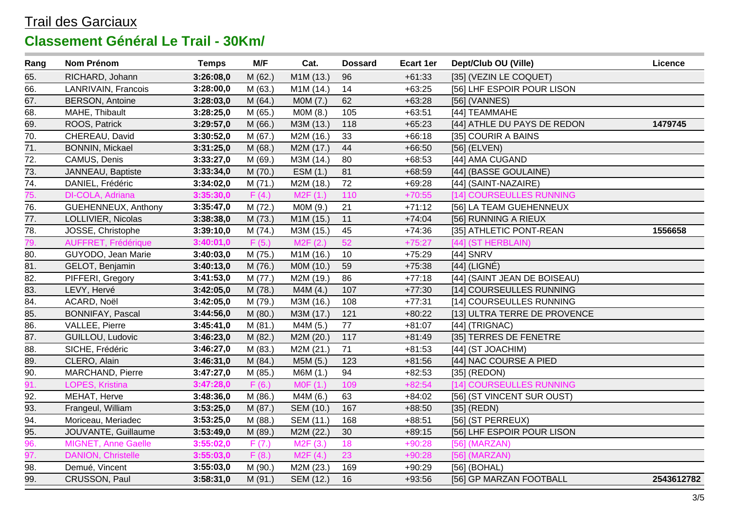Trail des Garciaux

## Classement Général Le Trail - 30Km/

| Rang | Nom Prénom | Temps | M/F | Cat. | Dossard | Ecart 1er | Dept/Club OU (Ville) | Licence |
|---|---|---|---|---|---|---|---|---|
| 65. | RICHARD, Johann | **3:26:08,0** | M (62.) | M1M (13.) | 96 | +61:33 | [35] (VEZIN LE COQUET) | |
| 66. | LANRIVAIN, Francois | **3:28:00,0** | M (63.) | M1M (14.) | 14 | +63:25 | [56] LHF ESPOIR POUR LISON | |
| 67. | BERSON, Antoine | **3:28:03,0** | M (64.) | M0M (7.) | 62 | +63:28 | [56] (VANNES) | |
| 68. | MAHE, Thibault | **3:28:25,0** | M (65.) | M0M (8.) | 105 | +63:51 | [44] TEAMMAHE | |
| 69. | ROOS, Patrick | **3:29:57,0** | M (66.) | M3M (13.) | 118 | +65:23 | [44] ATHLE DU PAYS DE REDON | **1479745** |
| 70. | CHEREAU, David | **3:30:52,0** | M (67.) | M2M (16.) | 33 | +66:18 | [35] COURIR A BAINS | |
| 71. | BONNIN, Mickael | **3:31:25,0** | M (68.) | M2M (17.) | 44 | +66:50 | [56] (ELVEN) | |
| 72. | CAMUS, Denis | **3:33:27,0** | M (69.) | M3M (14.) | 80 | +68:53 | [44] AMA CUGAND | |
| 73. | JANNEAU, Baptiste | **3:33:34,0** | M (70.) | ESM (1.) | 81 | +68:59 | [44] (BASSE GOULAINE) | |
| 74. | DANIEL, Frédéric | **3:34:02,0** | M (71.) | M2M (18.) | 72 | +69:28 | [44] (SAINT-NAZAIRE) | |
| 75. | DI-COLA, Adriana | **3:35:30,0** | F (4.) | M2F (1.) | 110 | +70:55 | [14] COURSEULLES RUNNING | |
| 76. | GUEHENNEUX, Anthony | **3:35:47,0** | M (72.) | M0M (9.) | 21 | +71:12 | [56] LA TEAM GUEHENNEUX | |
| 77. | LOLLIVIER, Nicolas | **3:38:38,0** | M (73.) | M1M (15.) | 11 | +74:04 | [56] RUNNING A RIEUX | |
| 78. | JOSSE, Christophe | **3:39:10,0** | M (74.) | M3M (15.) | 45 | +74:36 | [35] ATHLETIC PONT-REAN | **1556658** |
| 79. | AUFFRET, Frédérique | **3:40:01,0** | F (5.) | M2F (2.) | 52 | +75:27 | [44] (ST HERBLAIN) | |
| 80. | GUYODO, Jean Marie | **3:40:03,0** | M (75.) | M1M (16.) | 10 | +75:29 | [44] SNRV | |
| 81. | GELOT, Benjamin | **3:40:13,0** | M (76.) | M0M (10.) | 59 | +75:38 | [44] (LIGNÉ) | |
| 82. | PIFFERI, Gregory | **3:41:53,0** | M (77.) | M2M (19.) | 86 | +77:18 | [44] (SAINT JEAN DE BOISEAU) | |
| 83. | LEVY, Hervé | **3:42:05,0** | M (78.) | M4M (4.) | 107 | +77:30 | [14] COURSEULLES RUNNING | |
| 84. | ACARD, Noël | **3:42:05,0** | M (79.) | M3M (16.) | 108 | +77:31 | [14] COURSEULLES RUNNING | |
| 85. | BONNIFAY, Pascal | **3:44:56,0** | M (80.) | M3M (17.) | 121 | +80:22 | [13] ULTRA TERRE DE PROVENCE | |
| 86. | VALLEE, Pierre | **3:45:41,0** | M (81.) | M4M (5.) | 77 | +81:07 | [44] (TRIGNAC) | |
| 87. | GUILLOU, Ludovic | **3:46:23,0** | M (82.) | M2M (20.) | 117 | +81:49 | [35] TERRES DE FENETRE | |
| 88. | SICHE, Frédéric | **3:46:27,0** | M (83.) | M2M (21.) | 71 | +81:53 | [44] (ST JOACHIM) | |
| 89. | CLERO, Alain | **3:46:31,0** | M (84.) | M5M (5.) | 123 | +81:56 | [44] NAC COURSE A PIED | |
| 90. | MARCHAND, Pierre | **3:47:27,0** | M (85.) | M6M (1.) | 94 | +82:53 | [35] (REDON) | |
| 91. | LOPES, Kristina | **3:47:28,0** | F (6.) | M0F (1.) | 109 | +82:54 | [14] COURSEULLES RUNNING | |
| 92. | MEHAT, Herve | **3:48:36,0** | M (86.) | M4M (6.) | 63 | +84:02 | [56] (ST VINCENT SUR OUST) | |
| 93. | Frangeul, William | **3:53:25,0** | M (87.) | SEM (10.) | 167 | +88:50 | [35] (REDN) | |
| 94. | Moriceau, Meriadec | **3:53:25,0** | M (88.) | SEM (11.) | 168 | +88:51 | [56] (ST PERREUX) | |
| 95. | JOUVANTE, Guillaume | **3:53:49,0** | M (89.) | M2M (22.) | 30 | +89:15 | [56] LHF ESPOIR POUR LISON | |
| 96. | MIGNET, Anne Gaelle | **3:55:02,0** | F (7.) | M2F (3.) | 18 | +90:28 | [56] (MARZAN) | |
| 97. | DANION, Christelle | **3:55:03,0** | F (8.) | M2F (4.) | 23 | +90:28 | [56] (MARZAN) | |
| 98. | Demué, Vincent | **3:55:03,0** | M (90.) | M2M (23.) | 169 | +90:29 | [56] (BOHAL) | |
| 99. | CRUSSON, Paul | **3:58:31,0** | M (91.) | SEM (12.) | 16 | +93:56 | [56] GP MARZAN FOOTBALL | **2543612782** |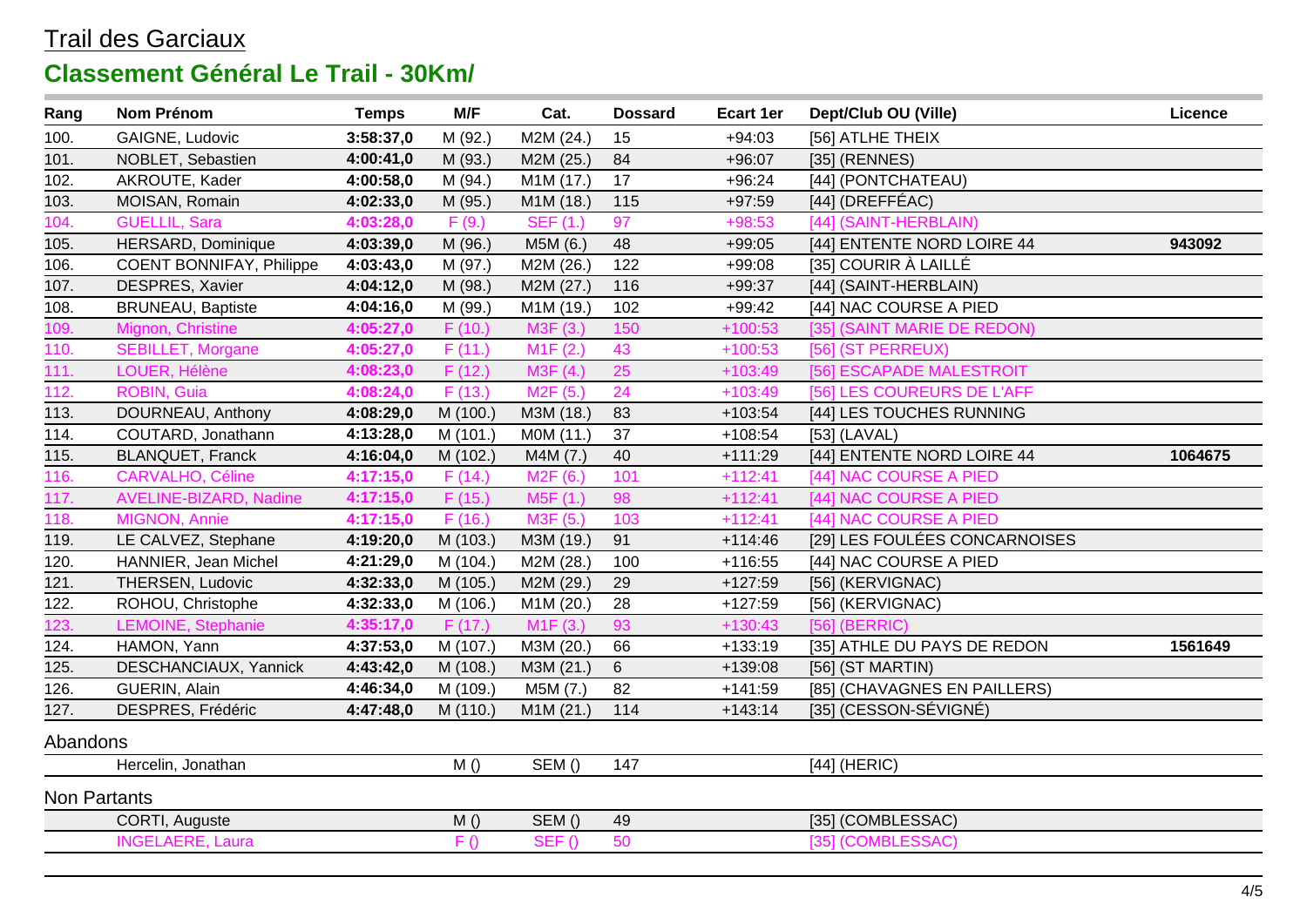Trail des Garciaux

## Classement Général Le Trail - 30Km/

| Rang | Nom Prénom | Temps | M/F | Cat. | Dossard | Ecart 1er | Dept/Club OU (Ville) | Licence |
|---|---|---|---|---|---|---|---|---|
| 100. | GAIGNE, Ludovic | **3:58:37,0** | M (92.) | M2M (24.) | 15 | +94:03 | [56] ATLHE THEIX | |
| 101. | NOBLET, Sebastien | **4:00:41,0** | M (93.) | M2M (25.) | 84 | +96:07 | [35] (RENNES) | |
| 102. | AKROUTE, Kader | **4:00:58,0** | M (94.) | M1M (17.) | 17 | +96:24 | [44] (PONTCHATEAU) | |
| 103. | MOISAN, Romain | **4:02:33,0** | M (95.) | M1M (18.) | 115 | +97:59 | [44] (DREFFÉAC) | |
| 104. | GUELLIL, Sara | **4:03:28,0** | F (9.) | SEF (1.) | 97 | +98:53 | [44] (SAINT-HERBLAIN) | |
| 105. | HERSARD, Dominique | **4:03:39,0** | M (96.) | M5M (6.) | 48 | +99:05 | [44] ENTENTE NORD LOIRE 44 | **943092** |
| 106. | COENT BONNIFAY, Philippe | **4:03:43,0** | M (97.) | M2M (26.) | 122 | +99:08 | [35] COURIR À LAILLÉ | |
| 107. | DESPRES, Xavier | **4:04:12,0** | M (98.) | M2M (27.) | 116 | +99:37 | [44] (SAINT-HERBLAIN) | |
| 108. | BRUNEAU, Baptiste | **4:04:16,0** | M (99.) | M1M (19.) | 102 | +99:42 | [44] NAC COURSE A PIED | |
| 109. | Mignon, Christine | **4:05:27,0** | F (10.) | M3F (3.) | 150 | +100:53 | [35] (SAINT MARIE DE REDON) | |
| 110. | SEBILLET, Morgane | **4:05:27,0** | F (11.) | M1F (2.) | 43 | +100:53 | [56] (ST PERREUX) | |
| 111. | LOUER, Hélène | **4:08:23,0** | F (12.) | M3F (4.) | 25 | +103:49 | [56] ESCAPADE MALESTROIT | |
| 112. | ROBIN, Guia | **4:08:24,0** | F (13.) | M2F (5.) | 24 | +103:49 | [56] LES COUREURS DE L'AFF | |
| 113. | DOURNEAU, Anthony | **4:08:29,0** | M (100.) | M3M (18.) | 83 | +103:54 | [44] LES TOUCHES RUNNING | |
| 114. | COUTARD, Jonathann | **4:13:28,0** | M (101.) | M0M (11.) | 37 | +108:54 | [53] (LAVAL) | |
| 115. | BLANQUET, Franck | **4:16:04,0** | M (102.) | M4M (7.) | 40 | +111:29 | [44] ENTENTE NORD LOIRE 44 | **1064675** |
| 116. | CARVALHO, Céline | **4:17:15,0** | F (14.) | M2F (6.) | 101 | +112:41 | [44] NAC COURSE A PIED | |
| 117. | AVELINE-BIZARD, Nadine | **4:17:15,0** | F (15.) | M5F (1.) | 98 | +112:41 | [44] NAC COURSE A PIED | |
| 118. | MIGNON, Annie | **4:17:15,0** | F (16.) | M3F (5.) | 103 | +112:41 | [44] NAC COURSE A PIED | |
| 119. | LE CALVEZ, Stephane | **4:19:20,0** | M (103.) | M3M (19.) | 91 | +114:46 | [29] LES FOULÉES CONCARNOISES | |
| 120. | HANNIER, Jean Michel | **4:21:29,0** | M (104.) | M2M (28.) | 100 | +116:55 | [44] NAC COURSE A PIED | |
| 121. | THERSEN, Ludovic | **4:32:33,0** | M (105.) | M2M (29.) | 29 | +127:59 | [56] (KERVIGNAC) | |
| 122. | ROHOU, Christophe | **4:32:33,0** | M (106.) | M1M (20.) | 28 | +127:59 | [56] (KERVIGNAC) | |
| 123. | LEMOINE, Stephanie | **4:35:17,0** | F (17.) | M1F (3.) | 93 | +130:43 | [56] (BERRIC) | |
| 124. | HAMON, Yann | **4:37:53,0** | M (107.) | M3M (20.) | 66 | +133:19 | [35] ATHLE DU PAYS DE REDON | **1561649** |
| 125. | DESCHANCIAUX, Yannick | **4:43:42,0** | M (108.) | M3M (21.) | 6 | +139:08 | [56] (ST MARTIN) | |
| 126. | GUERIN, Alain | **4:46:34,0** | M (109.) | M5M (7.) | 82 | +141:59 | [85] (CHAVAGNES EN PAILLERS) | |
| 127. | DESPRES, Frédéric | **4:47:48,0** | M (110.) | M1M (21.) | 114 | +143:14 | [35] (CESSON-SÉVIGNÉ) | |

Abandons

| Rang | Nom Prénom | Temps | M/F | Cat. | Dossard | Ecart 1er | Dept/Club OU (Ville) | Licence |
|---|---|---|---|---|---|---|---|---|
| | Hercelin, Jonathan | | M () | SEM () | 147 | | [44] (HERIC) | |

Non Partants

| Rang | Nom Prénom | Temps | M/F | Cat. | Dossard | Ecart 1er | Dept/Club OU (Ville) | Licence |
|---|---|---|---|---|---|---|---|---|
| | CORTI, Auguste | | M () | SEM () | 49 | | [35] (COMBLESSAC) | |
| | INGELAERE, Laura | | F () | SEF () | 50 | | [35] (COMBLESSAC) | |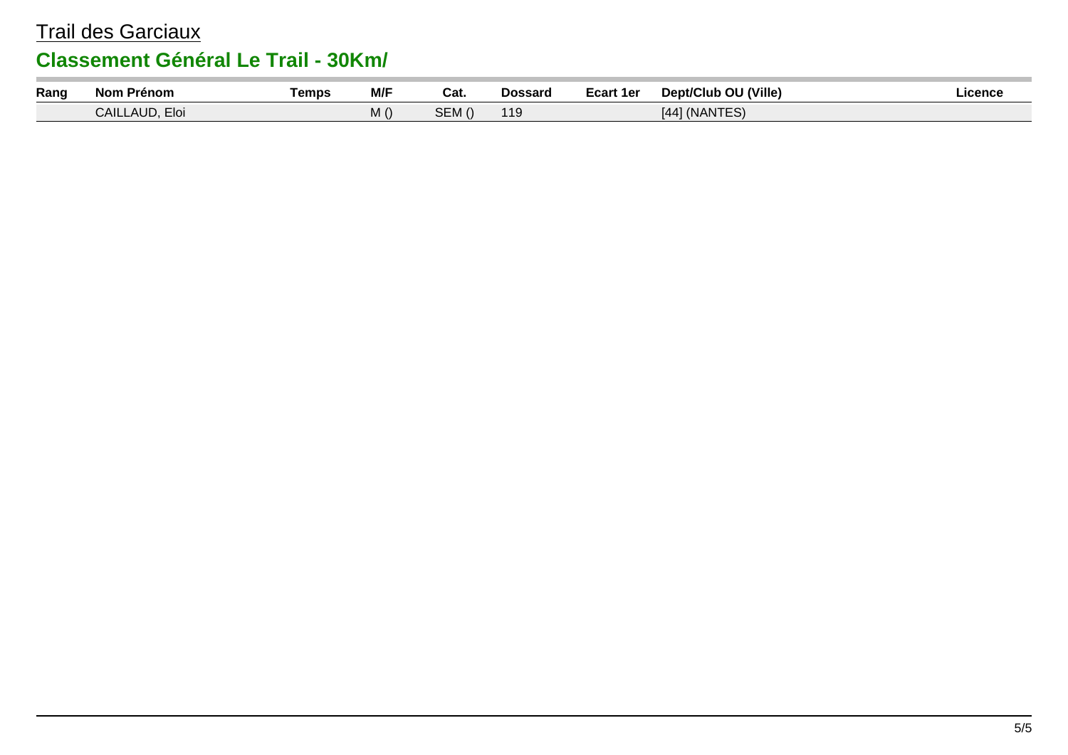# Trail des Garciaux

## Classement Général Le Trail - 30Km/

| Rang | Nom Prénom | Temps | M/F | Cat. | Dossard | Ecart 1er | Dept/Club OU (Ville) | Licence |
|---|---|---|---|---|---|---|---|---|
| | CAILLAUD, Eloi | | M () | SEM () | 119 | | [44] (NANTES) | |